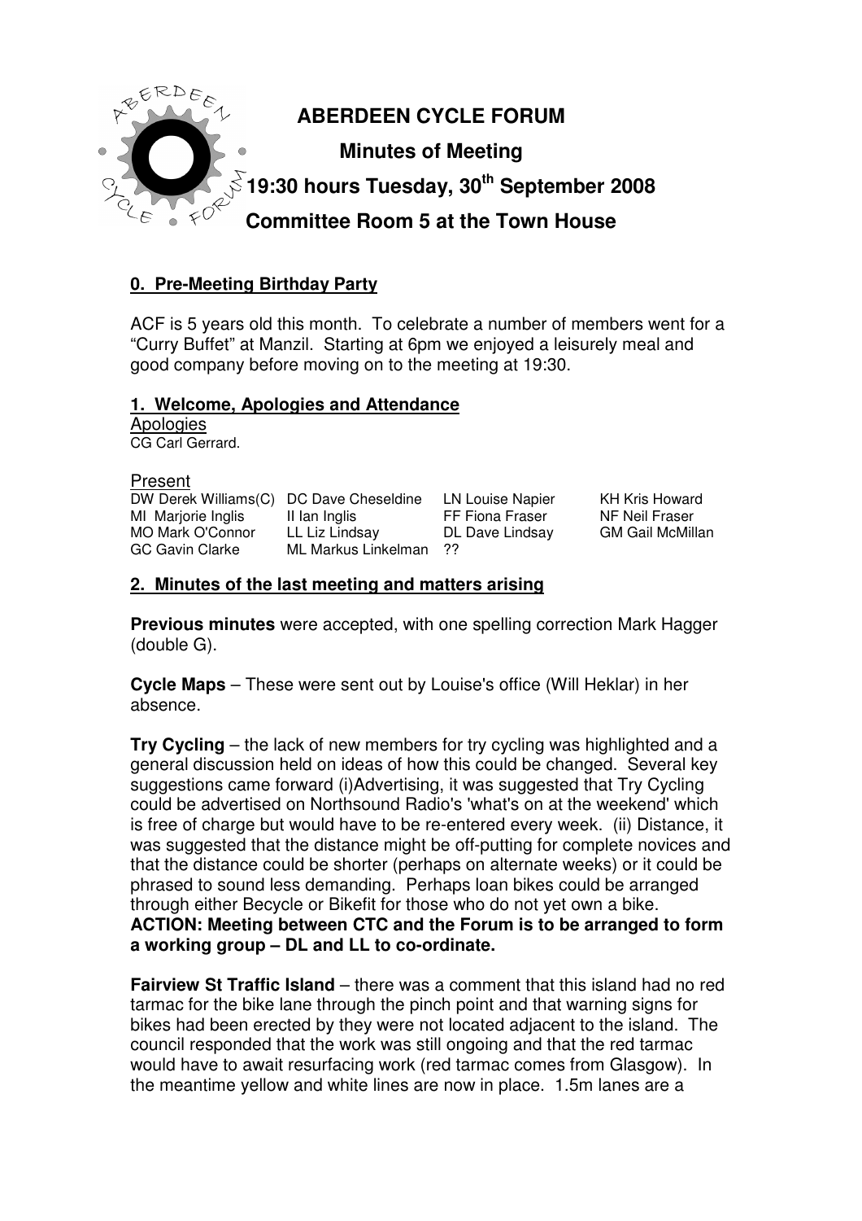# ABERDEEN CYCLE FORUM

## Minutes of Meeting

## 19:30 hours Tuesday, 30th September 2008

## Committee Room 5 at the Town House

### 0. Pre-Meeting Birthday Party

ACF is 5 years old this month. To celebrate a number of members went for a "Curry Buffet" at Manzil. Starting at 6pm we enjoyed a leisurely meal and good company before moving on to the meeting at 19:30.

### 1. Welcome, Apologies and Attendance

Apologies

CG Carl Gerrard.

Present

| | | | |
|---|---|---|---|
| DW Derek Williams(C) | DC Dave Cheseldine | LN Louise Napier | KH Kris Howard |
| MI Marjorie Inglis | II Ian Inglis | FF Fiona Fraser | NF Neil Fraser |
| MO Mark O'Connor | LL Liz Lindsay | DL Dave Lindsay | GM Gail McMillan |
| GC Gavin Clarke | ML Markus Linkelman | ?? | |

### 2. Minutes of the last meeting and matters arising

**Previous minutes** were accepted, with one spelling correction Mark Hagger (double G).

**Cycle Maps** – These were sent out by Louise's office (Will Heklar) in her absence.

**Try Cycling** – the lack of new members for try cycling was highlighted and a general discussion held on ideas of how this could be changed. Several key suggestions came forward (i)Advertising, it was suggested that Try Cycling could be advertised on Northsound Radio's 'what's on at the weekend' which is free of charge but would have to be re-entered every week. (ii) Distance, it was suggested that the distance might be off-putting for complete novices and that the distance could be shorter (perhaps on alternate weeks) or it could be phrased to sound less demanding. Perhaps loan bikes could be arranged through either Becycle or Bikefit for those who do not yet own a bike.
**ACTION: Meeting between CTC and the Forum is to be arranged to form a working group – DL and LL to co-ordinate.**

**Fairview St Traffic Island** – there was a comment that this island had no red tarmac for the bike lane through the pinch point and that warning signs for bikes had been erected by they were not located adjacent to the island. The council responded that the work was still ongoing and that the red tarmac would have to await resurfacing work (red tarmac comes from Glasgow). In the meantime yellow and white lines are now in place. 1.5m lanes are a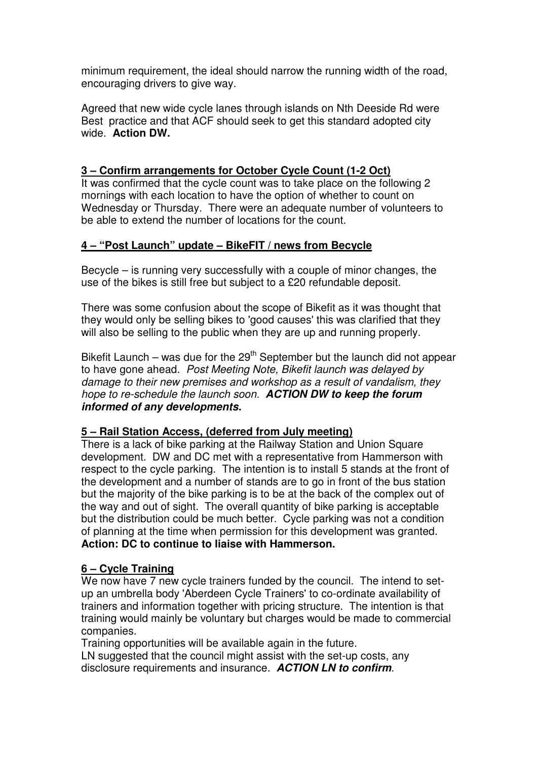minimum requirement, the ideal should narrow the running width of the road, encouraging drivers to give way.

Agreed that new wide cycle lanes through islands on Nth Deeside Rd were Best practice and that ACF should seek to get this standard adopted city wide. **Action DW.**

**3 – Confirm arrangements for October Cycle Count (1-2 Oct)**

It was confirmed that the cycle count was to take place on the following 2 mornings with each location to have the option of whether to count on Wednesday or Thursday. There were an adequate number of volunteers to be able to extend the number of locations for the count.

**4 – "Post Launch" update – BikeFIT / news from Becycle**

Becycle – is running very successfully with a couple of minor changes, the use of the bikes is still free but subject to a £20 refundable deposit.

There was some confusion about the scope of Bikefit as it was thought that they would only be selling bikes to 'good causes' this was clarified that they will also be selling to the public when they are up and running properly.

Bikefit Launch – was due for the 29th September but the launch did not appear to have gone ahead. *Post Meeting Note, Bikefit launch was delayed by damage to their new premises and workshop as a result of vandalism, they hope to re-schedule the launch soon.* ***ACTION DW to keep the forum informed of any developments.***

**5 – Rail Station Access, (deferred from July meeting)**

There is a lack of bike parking at the Railway Station and Union Square development. DW and DC met with a representative from Hammerson with respect to the cycle parking. The intention is to install 5 stands at the front of the development and a number of stands are to go in front of the bus station but the majority of the bike parking is to be at the back of the complex out of the way and out of sight. The overall quantity of bike parking is acceptable but the distribution could be much better. Cycle parking was not a condition of planning at the time when permission for this development was granted. **Action: DC to continue to liaise with Hammerson.**

**6 – Cycle Training**

We now have 7 new cycle trainers funded by the council. The intend to set-up an umbrella body 'Aberdeen Cycle Trainers' to co-ordinate availability of trainers and information together with pricing structure. The intention is that training would mainly be voluntary but charges would be made to commercial companies.

Training opportunities will be available again in the future.

LN suggested that the council might assist with the set-up costs, any disclosure requirements and insurance. ***ACTION LN to confirm***.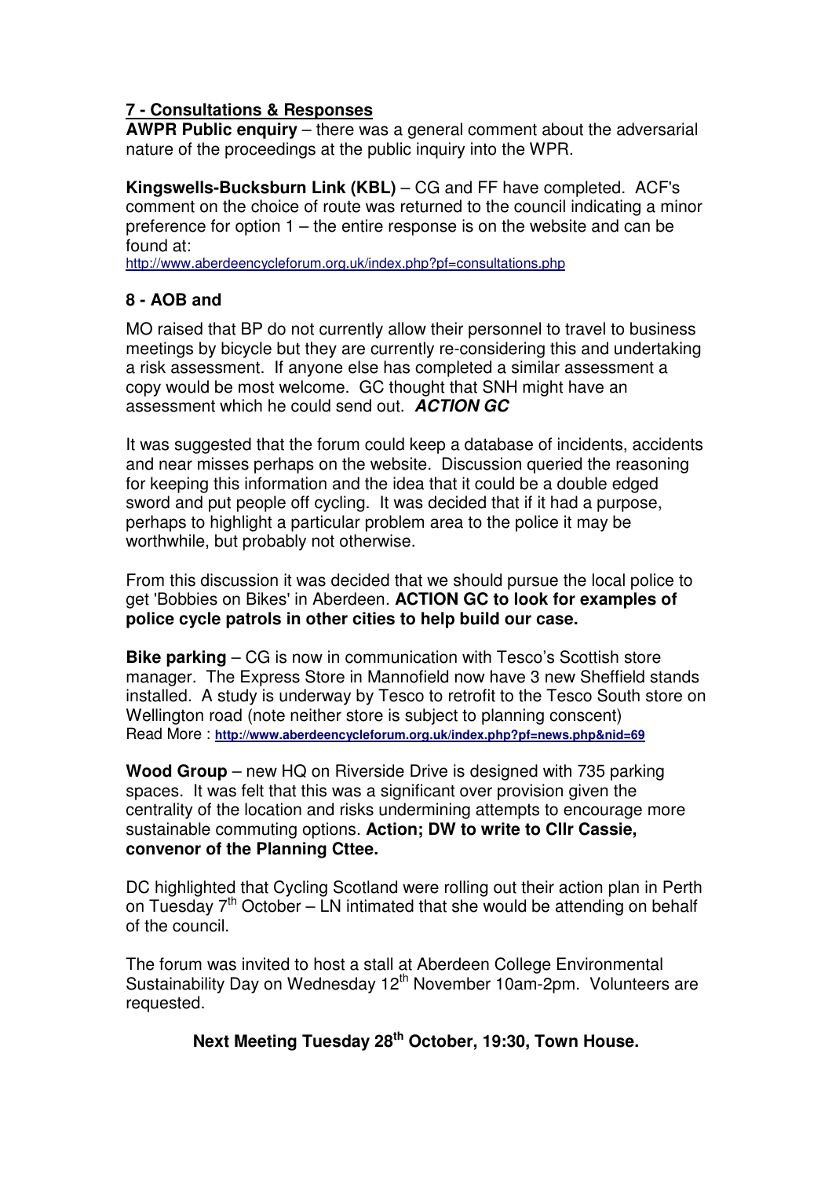## 7 - Consultations & Responses

**AWPR Public enquiry** – there was a general comment about the adversarial nature of the proceedings at the public inquiry into the WPR.

**Kingswells-Bucksburn Link (KBL)** – CG and FF have completed. ACF's comment on the choice of route was returned to the council indicating a minor preference for option 1 – the entire response is on the website and can be found at:
http://www.aberdeencycleforum.org.uk/index.php?pf=consultations.php

## 8 - AOB and

MO raised that BP do not currently allow their personnel to travel to business meetings by bicycle but they are currently re-considering this and undertaking a risk assessment. If anyone else has completed a similar assessment a copy would be most welcome. GC thought that SNH might have an assessment which he could send out. ***ACTION GC***

It was suggested that the forum could keep a database of incidents, accidents and near misses perhaps on the website. Discussion queried the reasoning for keeping this information and the idea that it could be a double edged sword and put people off cycling. It was decided that if it had a purpose, perhaps to highlight a particular problem area to the police it may be worthwhile, but probably not otherwise.

From this discussion it was decided that we should pursue the local police to get 'Bobbies on Bikes' in Aberdeen. **ACTION GC to look for examples of police cycle patrols in other cities to help build our case.**

**Bike parking** – CG is now in communication with Tesco's Scottish store manager. The Express Store in Mannofield now have 3 new Sheffield stands installed. A study is underway by Tesco to retrofit to the Tesco South store on Wellington road (note neither store is subject to planning conscent)
Read More : **http://www.aberdeencycleforum.org.uk/index.php?pf=news.php&nid=69**

**Wood Group** – new HQ on Riverside Drive is designed with 735 parking spaces. It was felt that this was a significant over provision given the centrality of the location and risks undermining attempts to encourage more sustainable commuting options. **Action; DW to write to Cllr Cassie, convenor of the Planning Cttee.**

DC highlighted that Cycling Scotland were rolling out their action plan in Perth on Tuesday 7th October – LN intimated that she would be attending on behalf of the council.

The forum was invited to host a stall at Aberdeen College Environmental Sustainability Day on Wednesday 12th November 10am-2pm. Volunteers are requested.

**Next Meeting Tuesday 28th October, 19:30, Town House.**